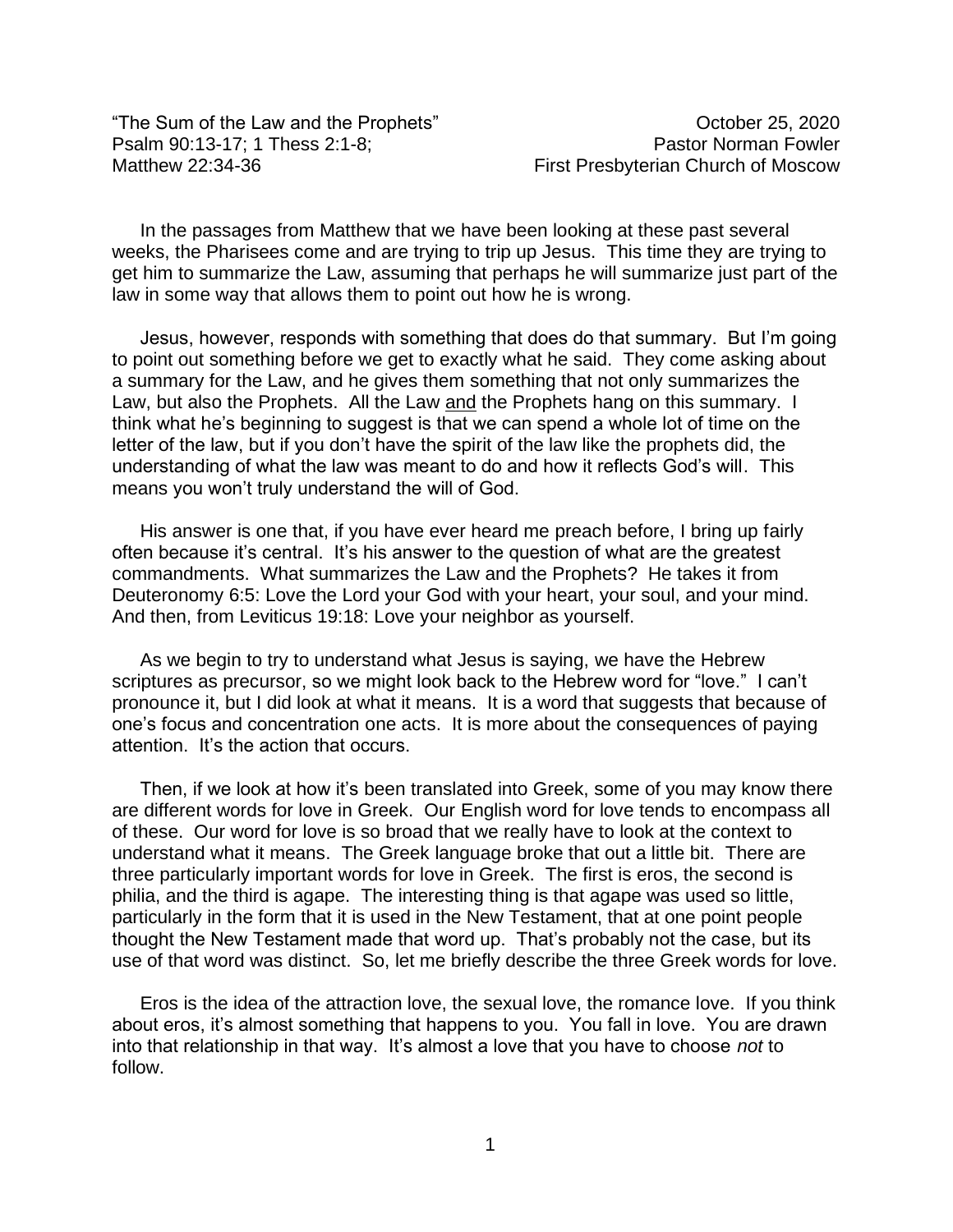"The Sum of the Law and the Prophets"
Psalm 90:13-17; 1 Thess 2:1-8;
Matthew 22:34-36

October 25, 2020
Pastor Norman Fowler
First Presbyterian Church of Moscow

In the passages from Matthew that we have been looking at these past several weeks, the Pharisees come and are trying to trip up Jesus. This time they are trying to get him to summarize the Law, assuming that perhaps he will summarize just part of the law in some way that allows them to point out how he is wrong.

Jesus, however, responds with something that does do that summary. But I'm going to point out something before we get to exactly what he said. They come asking about a summary for the Law, and he gives them something that not only summarizes the Law, but also the Prophets. All the Law <u>and</u> the Prophets hang on this summary. I think what he's beginning to suggest is that we can spend a whole lot of time on the letter of the law, but if you don't have the spirit of the law like the prophets did, the understanding of what the law was meant to do and how it reflects God's will. This means you won't truly understand the will of God.

His answer is one that, if you have ever heard me preach before, I bring up fairly often because it's central. It's his answer to the question of what are the greatest commandments. What summarizes the Law and the Prophets? He takes it from Deuteronomy 6:5: Love the Lord your God with your heart, your soul, and your mind. And then, from Leviticus 19:18: Love your neighbor as yourself.

As we begin to try to understand what Jesus is saying, we have the Hebrew scriptures as precursor, so we might look back to the Hebrew word for "love." I can't pronounce it, but I did look at what it means. It is a word that suggests that because of one's focus and concentration one acts. It is more about the consequences of paying attention. It's the action that occurs.

Then, if we look at how it's been translated into Greek, some of you may know there are different words for love in Greek. Our English word for love tends to encompass all of these. Our word for love is so broad that we really have to look at the context to understand what it means. The Greek language broke that out a little bit. There are three particularly important words for love in Greek. The first is eros, the second is philia, and the third is agape. The interesting thing is that agape was used so little, particularly in the form that it is used in the New Testament, that at one point people thought the New Testament made that word up. That's probably not the case, but its use of that word was distinct. So, let me briefly describe the three Greek words for love.

Eros is the idea of the attraction love, the sexual love, the romance love. If you think about eros, it's almost something that happens to you. You fall in love. You are drawn into that relationship in that way. It's almost a love that you have to choose *not* to follow.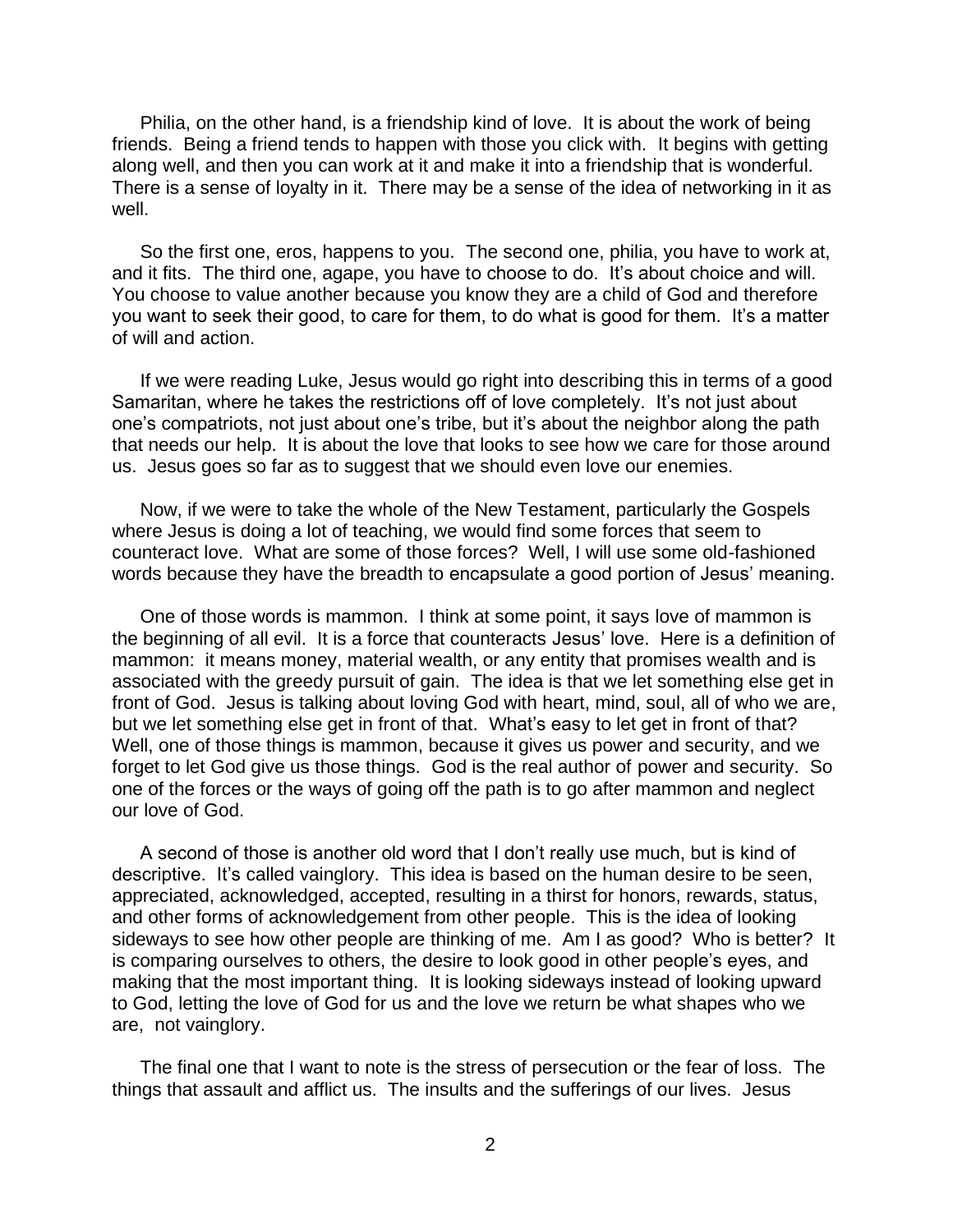Philia, on the other hand, is a friendship kind of love. It is about the work of being friends. Being a friend tends to happen with those you click with. It begins with getting along well, and then you can work at it and make it into a friendship that is wonderful. There is a sense of loyalty in it. There may be a sense of the idea of networking in it as well.

So the first one, eros, happens to you. The second one, philia, you have to work at, and it fits. The third one, agape, you have to choose to do. It's about choice and will. You choose to value another because you know they are a child of God and therefore you want to seek their good, to care for them, to do what is good for them. It's a matter of will and action.

If we were reading Luke, Jesus would go right into describing this in terms of a good Samaritan, where he takes the restrictions off of love completely. It's not just about one's compatriots, not just about one's tribe, but it's about the neighbor along the path that needs our help. It is about the love that looks to see how we care for those around us. Jesus goes so far as to suggest that we should even love our enemies.

Now, if we were to take the whole of the New Testament, particularly the Gospels where Jesus is doing a lot of teaching, we would find some forces that seem to counteract love. What are some of those forces? Well, I will use some old-fashioned words because they have the breadth to encapsulate a good portion of Jesus' meaning.

One of those words is mammon. I think at some point, it says love of mammon is the beginning of all evil. It is a force that counteracts Jesus' love. Here is a definition of mammon: it means money, material wealth, or any entity that promises wealth and is associated with the greedy pursuit of gain. The idea is that we let something else get in front of God. Jesus is talking about loving God with heart, mind, soul, all of who we are, but we let something else get in front of that. What's easy to let get in front of that? Well, one of those things is mammon, because it gives us power and security, and we forget to let God give us those things. God is the real author of power and security. So one of the forces or the ways of going off the path is to go after mammon and neglect our love of God.

A second of those is another old word that I don't really use much, but is kind of descriptive. It's called vainglory. This idea is based on the human desire to be seen, appreciated, acknowledged, accepted, resulting in a thirst for honors, rewards, status, and other forms of acknowledgement from other people. This is the idea of looking sideways to see how other people are thinking of me. Am I as good? Who is better? It is comparing ourselves to others, the desire to look good in other people's eyes, and making that the most important thing. It is looking sideways instead of looking upward to God, letting the love of God for us and the love we return be what shapes who we are, not vainglory.

The final one that I want to note is the stress of persecution or the fear of loss. The things that assault and afflict us. The insults and the sufferings of our lives. Jesus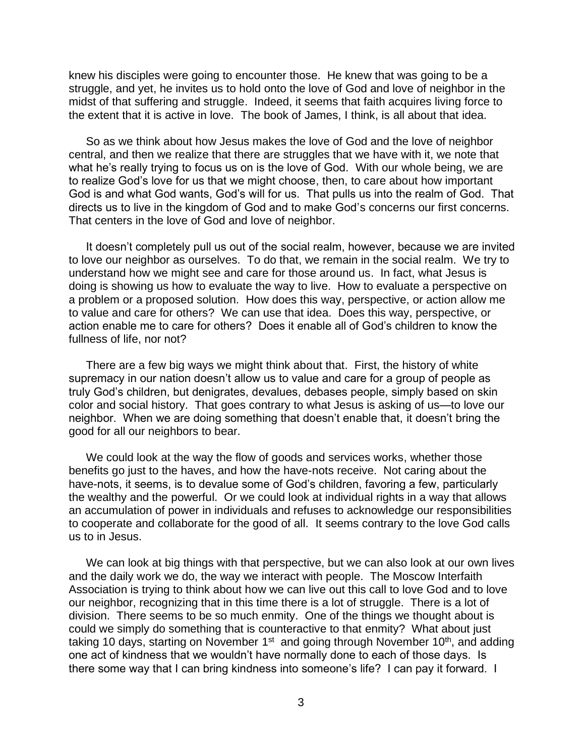knew his disciples were going to encounter those. He knew that was going to be a struggle, and yet, he invites us to hold onto the love of God and love of neighbor in the midst of that suffering and struggle. Indeed, it seems that faith acquires living force to the extent that it is active in love. The book of James, I think, is all about that idea.

So as we think about how Jesus makes the love of God and the love of neighbor central, and then we realize that there are struggles that we have with it, we note that what he's really trying to focus us on is the love of God. With our whole being, we are to realize God's love for us that we might choose, then, to care about how important God is and what God wants, God's will for us. That pulls us into the realm of God. That directs us to live in the kingdom of God and to make God's concerns our first concerns. That centers in the love of God and love of neighbor.

It doesn't completely pull us out of the social realm, however, because we are invited to love our neighbor as ourselves. To do that, we remain in the social realm. We try to understand how we might see and care for those around us. In fact, what Jesus is doing is showing us how to evaluate the way to live. How to evaluate a perspective on a problem or a proposed solution. How does this way, perspective, or action allow me to value and care for others? We can use that idea. Does this way, perspective, or action enable me to care for others? Does it enable all of God's children to know the fullness of life, nor not?

There are a few big ways we might think about that. First, the history of white supremacy in our nation doesn't allow us to value and care for a group of people as truly God's children, but denigrates, devalues, debases people, simply based on skin color and social history. That goes contrary to what Jesus is asking of us—to love our neighbor. When we are doing something that doesn't enable that, it doesn't bring the good for all our neighbors to bear.

We could look at the way the flow of goods and services works, whether those benefits go just to the haves, and how the have-nots receive. Not caring about the have-nots, it seems, is to devalue some of God's children, favoring a few, particularly the wealthy and the powerful. Or we could look at individual rights in a way that allows an accumulation of power in individuals and refuses to acknowledge our responsibilities to cooperate and collaborate for the good of all. It seems contrary to the love God calls us to in Jesus.

We can look at big things with that perspective, but we can also look at our own lives and the daily work we do, the way we interact with people. The Moscow Interfaith Association is trying to think about how we can live out this call to love God and to love our neighbor, recognizing that in this time there is a lot of struggle. There is a lot of division. There seems to be so much enmity. One of the things we thought about is could we simply do something that is counteractive to that enmity? What about just taking 10 days, starting on November 1st and going through November 10th, and adding one act of kindness that we wouldn't have normally done to each of those days. Is there some way that I can bring kindness into someone's life? I can pay it forward. I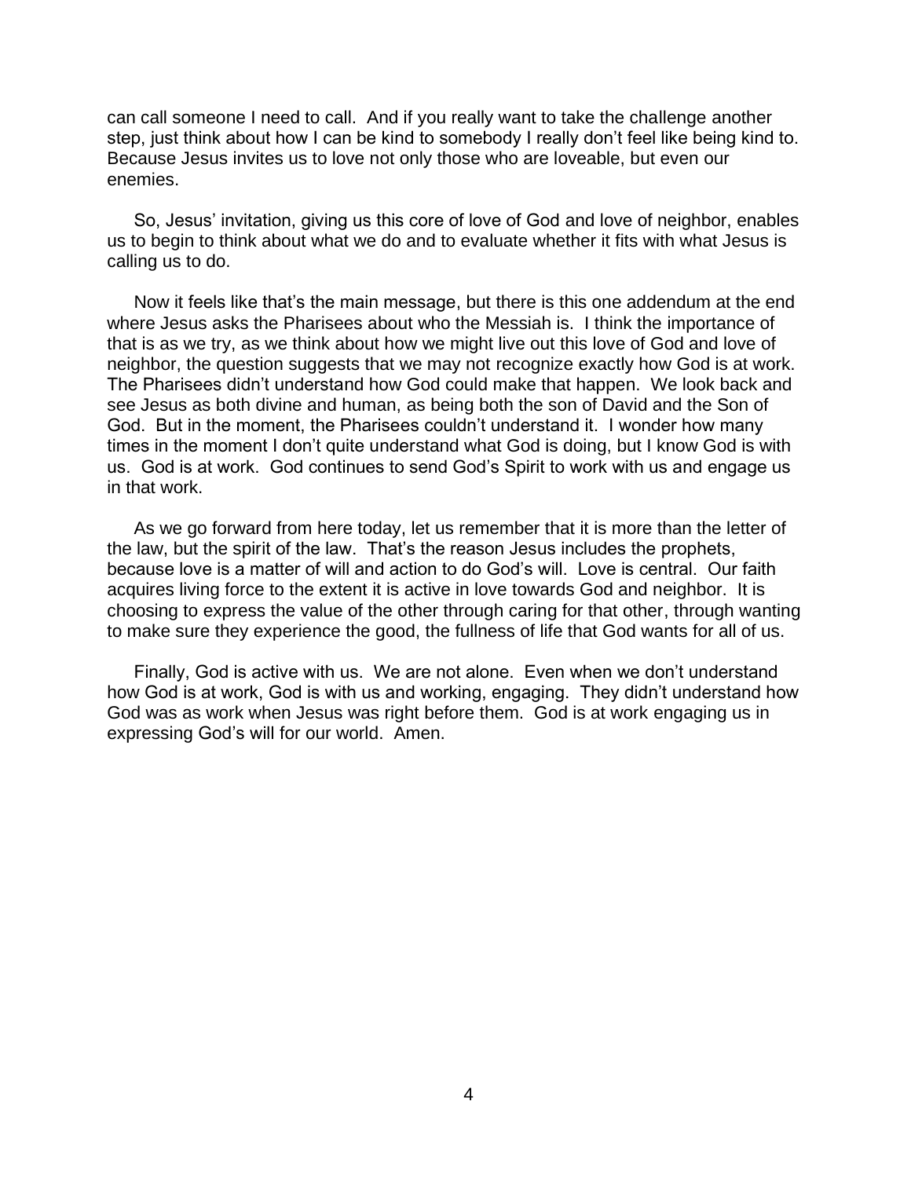can call someone I need to call. And if you really want to take the challenge another step, just think about how I can be kind to somebody I really don't feel like being kind to. Because Jesus invites us to love not only those who are loveable, but even our enemies.

So, Jesus' invitation, giving us this core of love of God and love of neighbor, enables us to begin to think about what we do and to evaluate whether it fits with what Jesus is calling us to do.

Now it feels like that's the main message, but there is this one addendum at the end where Jesus asks the Pharisees about who the Messiah is. I think the importance of that is as we try, as we think about how we might live out this love of God and love of neighbor, the question suggests that we may not recognize exactly how God is at work. The Pharisees didn't understand how God could make that happen. We look back and see Jesus as both divine and human, as being both the son of David and the Son of God. But in the moment, the Pharisees couldn't understand it. I wonder how many times in the moment I don't quite understand what God is doing, but I know God is with us. God is at work. God continues to send God's Spirit to work with us and engage us in that work.

As we go forward from here today, let us remember that it is more than the letter of the law, but the spirit of the law. That's the reason Jesus includes the prophets, because love is a matter of will and action to do God's will. Love is central. Our faith acquires living force to the extent it is active in love towards God and neighbor. It is choosing to express the value of the other through caring for that other, through wanting to make sure they experience the good, the fullness of life that God wants for all of us.

Finally, God is active with us. We are not alone. Even when we don't understand how God is at work, God is with us and working, engaging. They didn't understand how God was as work when Jesus was right before them. God is at work engaging us in expressing God's will for our world. Amen.